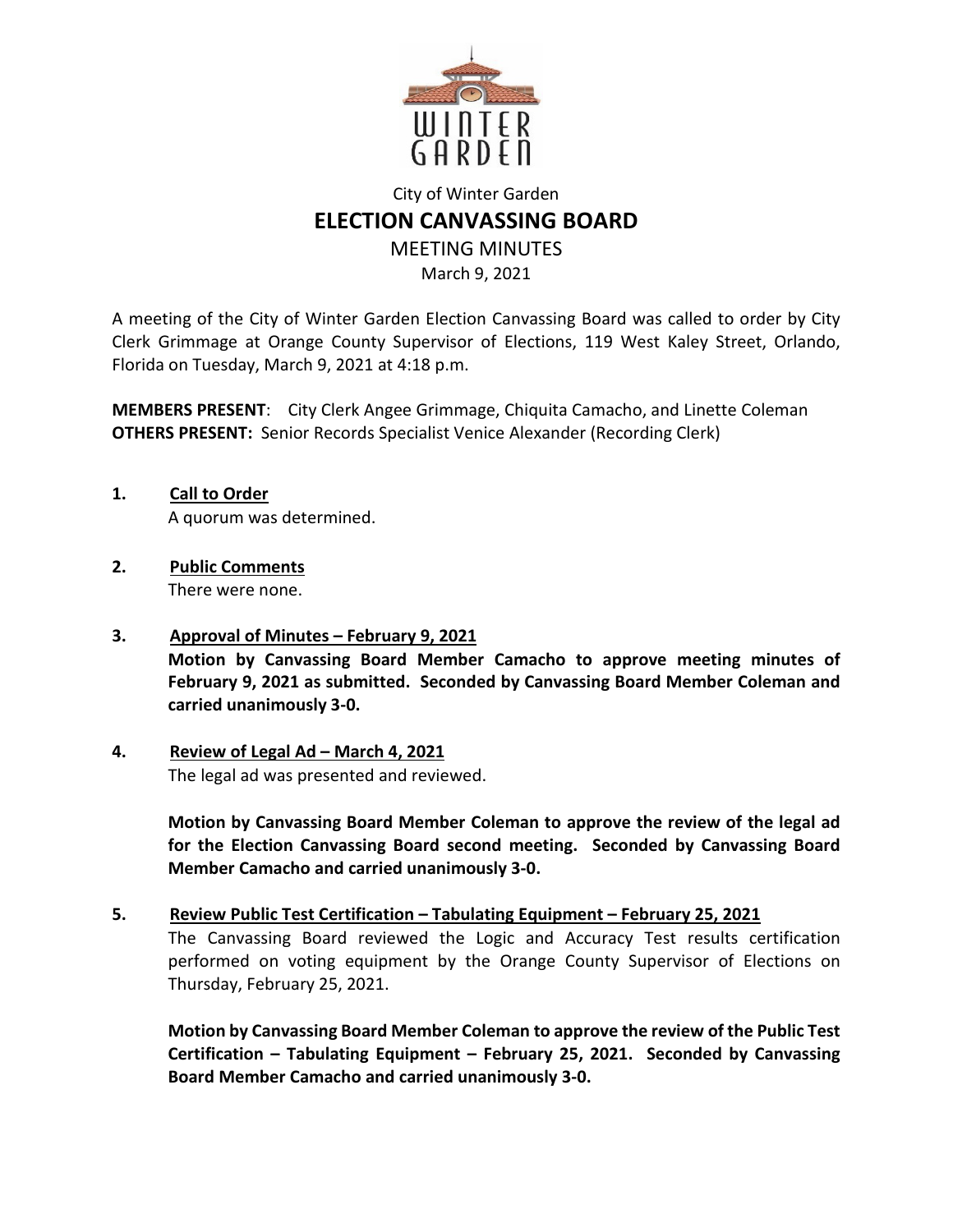City of Winter Garden

# ELECTION CANVASSING BOARD

MEETING MINUTES

March 9, 2021

A meeting of the City of Winter Garden Election Canvassing Board was called to order by City Clerk Grimmage at Orange County Supervisor of Elections, 119 West Kaley Street, Orlando, Florida on Tuesday, March 9, 2021 at 4:18 p.m.

**MEMBERS PRESENT**: City Clerk Angee Grimmage, Chiquita Camacho, and Linette Coleman
**OTHERS PRESENT:** Senior Records Specialist Venice Alexander (Recording Clerk)

1. **Call to Order**
   A quorum was determined.

2. **Public Comments**
   There were none.

3. **Approval of Minutes – February 9, 2021**
   **Motion by Canvassing Board Member Camacho to approve meeting minutes of February 9, 2021 as submitted. Seconded by Canvassing Board Member Coleman and carried unanimously 3-0.**

4. **Review of Legal Ad – March 4, 2021**
   The legal ad was presented and reviewed.

   **Motion by Canvassing Board Member Coleman to approve the review of the legal ad for the Election Canvassing Board second meeting. Seconded by Canvassing Board Member Camacho and carried unanimously 3-0.**

5. **Review Public Test Certification – Tabulating Equipment – February 25, 2021**
   The Canvassing Board reviewed the Logic and Accuracy Test results certification performed on voting equipment by the Orange County Supervisor of Elections on Thursday, February 25, 2021.

   **Motion by Canvassing Board Member Coleman to approve the review of the Public Test Certification – Tabulating Equipment – February 25, 2021. Seconded by Canvassing Board Member Camacho and carried unanimously 3-0.**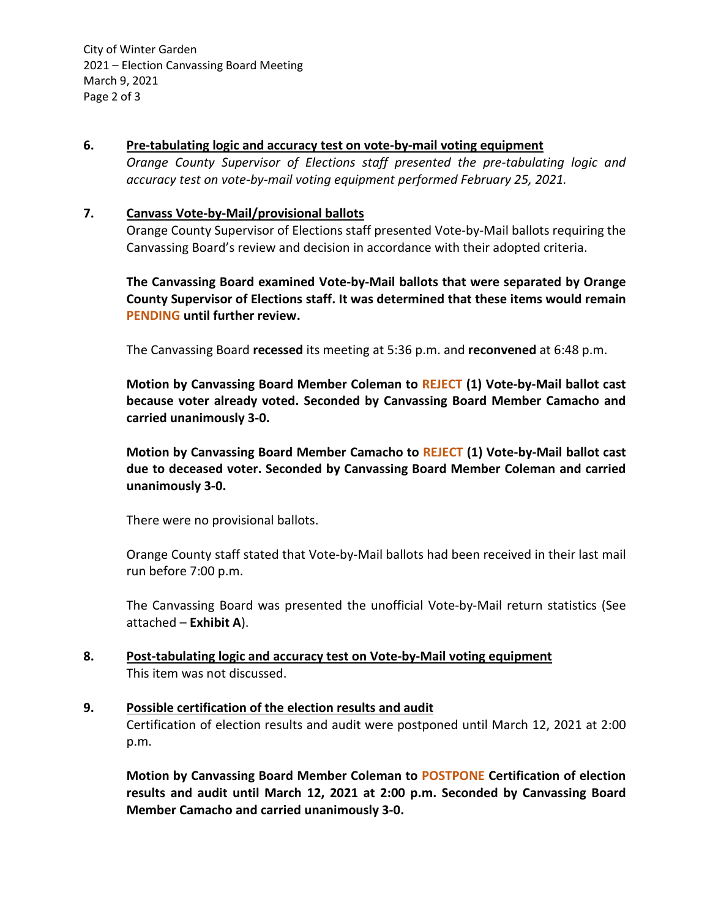**6. Pre-tabulating logic and accuracy test on vote-by-mail voting equipment**

*Orange County Supervisor of Elections staff presented the pre-tabulating logic and accuracy test on vote-by-mail voting equipment performed February 25, 2021.*

**7. Canvass Vote-by-Mail/provisional ballots**

Orange County Supervisor of Elections staff presented Vote-by-Mail ballots requiring the Canvassing Board's review and decision in accordance with their adopted criteria.

**The Canvassing Board examined Vote-by-Mail ballots that were separated by Orange County Supervisor of Elections staff. It was determined that these items would remain PENDING until further review.**

The Canvassing Board **recessed** its meeting at 5:36 p.m. and **reconvened** at 6:48 p.m.

**Motion by Canvassing Board Member Coleman to REJECT (1) Vote-by-Mail ballot cast because voter already voted. Seconded by Canvassing Board Member Camacho and carried unanimously 3-0.**

**Motion by Canvassing Board Member Camacho to REJECT (1) Vote-by-Mail ballot cast due to deceased voter. Seconded by Canvassing Board Member Coleman and carried unanimously 3-0.**

There were no provisional ballots.

Orange County staff stated that Vote-by-Mail ballots had been received in their last mail run before 7:00 p.m.

The Canvassing Board was presented the unofficial Vote-by-Mail return statistics (See attached – **Exhibit A**).

**8. Post-tabulating logic and accuracy test on Vote-by-Mail voting equipment**

This item was not discussed.

**9. Possible certification of the election results and audit**

Certification of election results and audit were postponed until March 12, 2021 at 2:00 p.m.

**Motion by Canvassing Board Member Coleman to POSTPONE Certification of election results and audit until March 12, 2021 at 2:00 p.m. Seconded by Canvassing Board Member Camacho and carried unanimously 3-0.**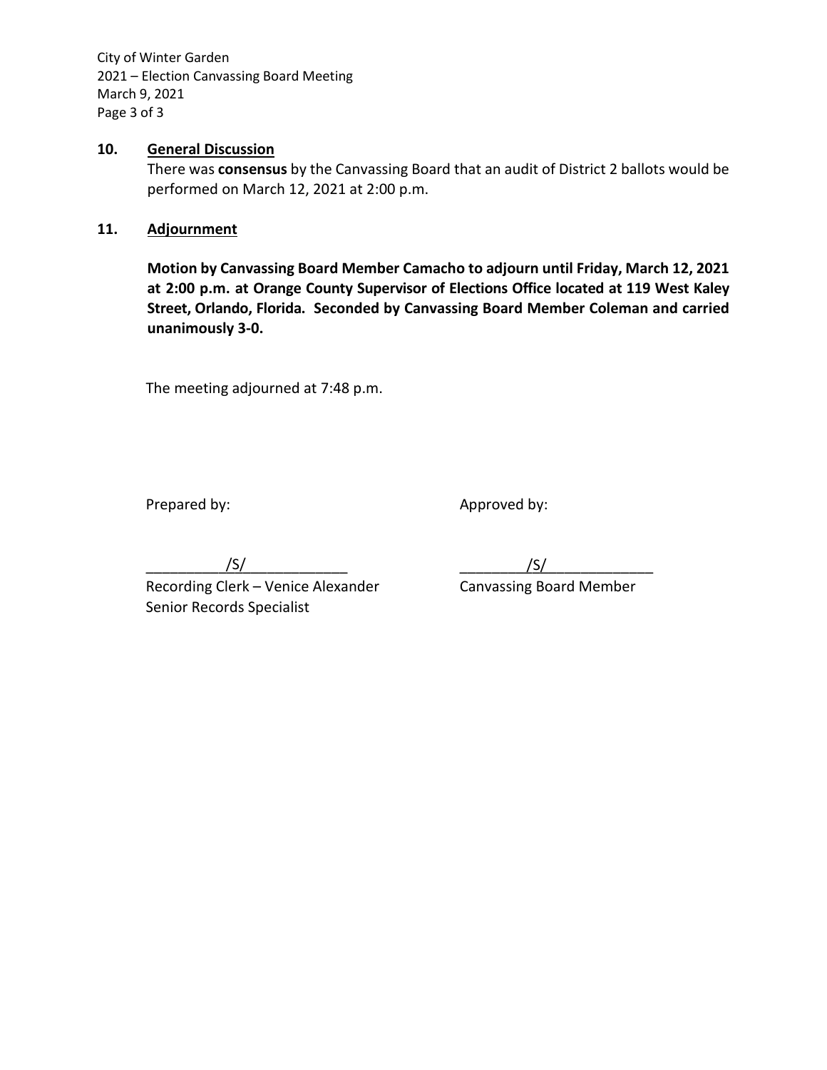## 10. General Discussion

There was **consensus** by the Canvassing Board that an audit of District 2 ballots would be performed on March 12, 2021 at 2:00 p.m.

## 11. Adjournment

**Motion by Canvassing Board Member Camacho to adjourn until Friday, March 12, 2021 at 2:00 p.m. at Orange County Supervisor of Elections Office located at 119 West Kaley Street, Orlando, Florida. Seconded by Canvassing Board Member Coleman and carried unanimously 3-0.**

The meeting adjourned at 7:48 p.m.

Prepared by:

__________/S/____________

Recording Clerk – Venice Alexander
Senior Records Specialist

Approved by:

_________/S/_____________

Canvassing Board Member